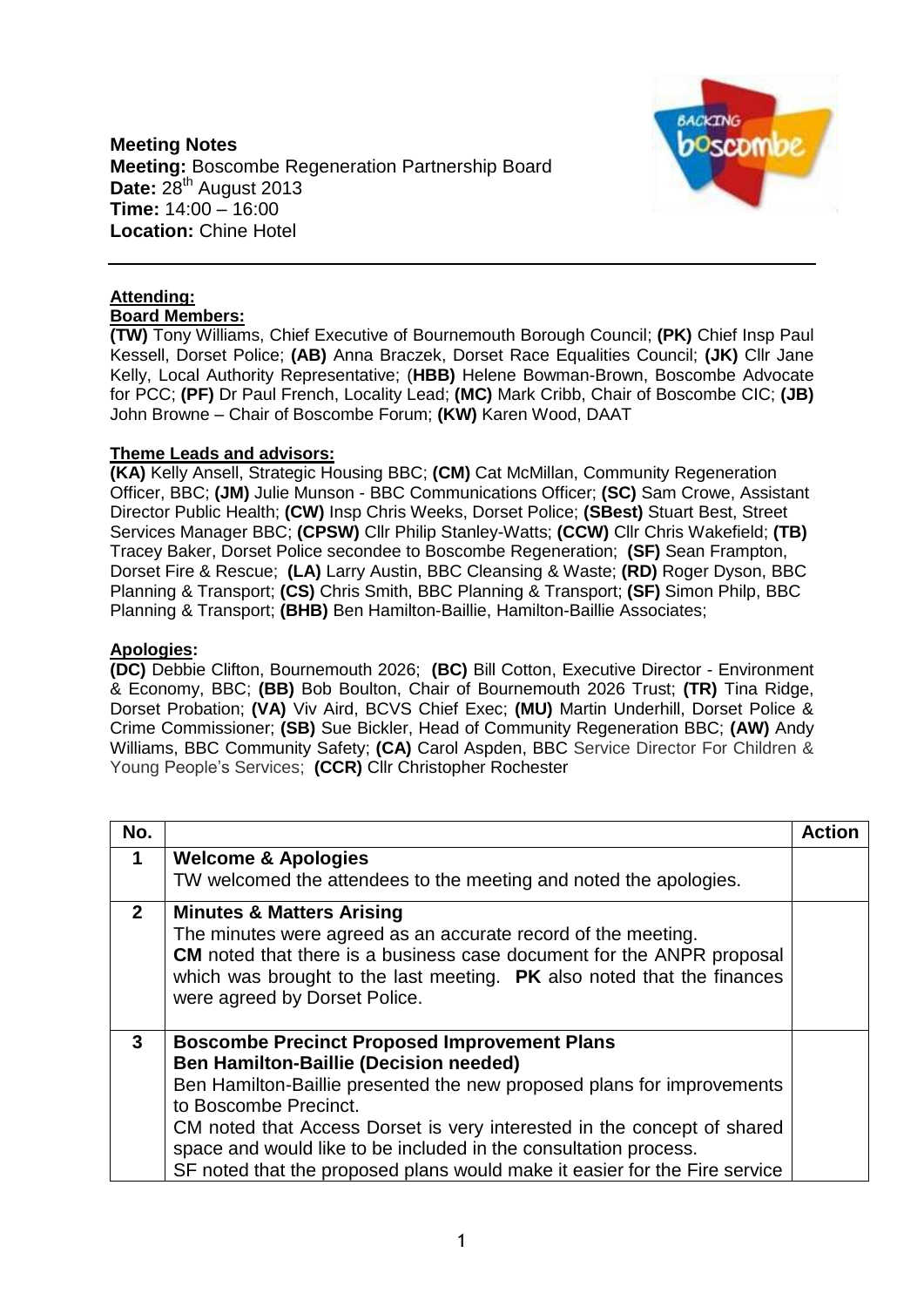**Meeting Notes**
**Meeting:** Boscombe Regeneration Partnership Board
**Date:** 28th August 2013
**Time:** 14:00 – 16:00
**Location:** Chine Hotel

---

**Attending:**

**Board Members:**

**(TW)** Tony Williams, Chief Executive of Bournemouth Borough Council; **(PK)** Chief Insp Paul Kessell, Dorset Police; **(AB)** Anna Braczek, Dorset Race Equalities Council; **(JK)** Cllr Jane Kelly, Local Authority Representative; (**HBB)** Helene Bowman-Brown, Boscombe Advocate for PCC; **(PF)** Dr Paul French, Locality Lead; **(MC)** Mark Cribb, Chair of Boscombe CIC; **(JB)** John Browne – Chair of Boscombe Forum; **(KW)** Karen Wood, DAAT

**Theme Leads and advisors:**

**(KA)** Kelly Ansell, Strategic Housing BBC; **(CM)** Cat McMillan, Community Regeneration Officer, BBC; **(JM)** Julie Munson - BBC Communications Officer; **(SC)** Sam Crowe, Assistant Director Public Health; **(CW)** Insp Chris Weeks, Dorset Police; **(SBest)** Stuart Best, Street Services Manager BBC; **(CPSW)** Cllr Philip Stanley-Watts; **(CCW)** Cllr Chris Wakefield; **(TB)** Tracey Baker, Dorset Police secondee to Boscombe Regeneration; **(SF)** Sean Frampton, Dorset Fire & Rescue; **(LA)** Larry Austin, BBC Cleansing & Waste; **(RD)** Roger Dyson, BBC Planning & Transport; **(CS)** Chris Smith, BBC Planning & Transport; **(SF)** Simon Philp, BBC Planning & Transport; **(BHB)** Ben Hamilton-Baillie, Hamilton-Baillie Associates;

**Apologies:**

**(DC)** Debbie Clifton, Bournemouth 2026; **(BC)** Bill Cotton, Executive Director - Environment & Economy, BBC; **(BB)** Bob Boulton, Chair of Bournemouth 2026 Trust; **(TR)** Tina Ridge, Dorset Probation; **(VA)** Viv Aird, BCVS Chief Exec; **(MU)** Martin Underhill, Dorset Police & Crime Commissioner; **(SB)** Sue Bickler, Head of Community Regeneration BBC; **(AW)** Andy Williams, BBC Community Safety; **(CA)** Carol Aspden, BBC Service Director For Children & Young People's Services; **(CCR)** Cllr Christopher Rochester

| No. | | Action |
|---|---|---|
| 1 | **Welcome & Apologies**<br>TW welcomed the attendees to the meeting and noted the apologies. | |
| 2 | **Minutes & Matters Arising**<br>The minutes were agreed as an accurate record of the meeting.<br>**CM** noted that there is a business case document for the ANPR proposal which was brought to the last meeting. **PK** also noted that the finances were agreed by Dorset Police. | |
| 3 | **Boscombe Precinct Proposed Improvement Plans**<br>**Ben Hamilton-Baillie (Decision needed)**<br>Ben Hamilton-Baillie presented the new proposed plans for improvements to Boscombe Precinct.<br>CM noted that Access Dorset is very interested in the concept of shared space and would like to be included in the consultation process.<br>SF noted that the proposed plans would make it easier for the Fire service | |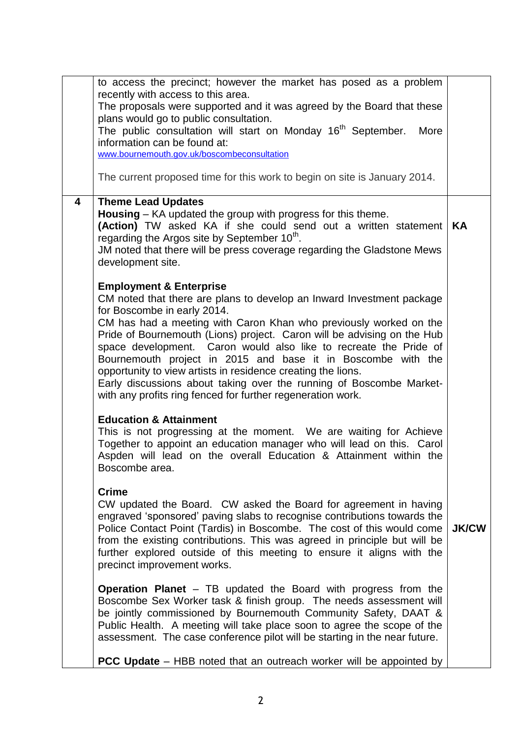| | | |
|---|---|---|
| | to access the precinct; however the market has posed as a problem recently with access to this area.<br>The proposals were supported and it was agreed by the Board that these plans would go to public consultation.<br>The public consultation will start on Monday 16th September. More information can be found at:<br>www.bournemouth.gov.uk/boscombeconsultation<br><br>The current proposed time for this work to begin on site is January 2014. | |
| **4** | **Theme Lead Updates**<br>**Housing** – KA updated the group with progress for this theme.<br>**(Action)** TW asked KA if she could send out a written statement regarding the Argos site by September 10th.<br>JM noted that there will be press coverage regarding the Gladstone Mews development site.<br><br>**Employment & Enterprise**<br>CM noted that there are plans to develop an Inward Investment package for Boscombe in early 2014.<br>CM has had a meeting with Caron Khan who previously worked on the Pride of Bournemouth (Lions) project. Caron will be advising on the Hub space development. Caron would also like to recreate the Pride of Bournemouth project in 2015 and base it in Boscombe with the opportunity to view artists in residence creating the lions.<br>Early discussions about taking over the running of Boscombe Market- with any profits ring fenced for further regeneration work.<br><br>**Education & Attainment**<br>This is not progressing at the moment. We are waiting for Achieve Together to appoint an education manager who will lead on this. Carol Aspden will lead on the overall Education & Attainment within the Boscombe area.<br><br>**Crime**<br>CW updated the Board. CW asked the Board for agreement in having engraved 'sponsored' paving slabs to recognise contributions towards the Police Contact Point (Tardis) in Boscombe. The cost of this would come from the existing contributions. This was agreed in principle but will be further explored outside of this meeting to ensure it aligns with the precinct improvement works.<br><br>**Operation Planet** – TB updated the Board with progress from the Boscombe Sex Worker task & finish group. The needs assessment will be jointly commissioned by Bournemouth Community Safety, DAAT & Public Health. A meeting will take place soon to agree the scope of the assessment. The case conference pilot will be starting in the near future.<br><br>**PCC Update** – HBB noted that an outreach worker will be appointed by | **KA**<br><br><br><br><br><br><br><br><br><br><br><br><br><br><br><br><br><br><br><br><br><br><br>**JK/CW** |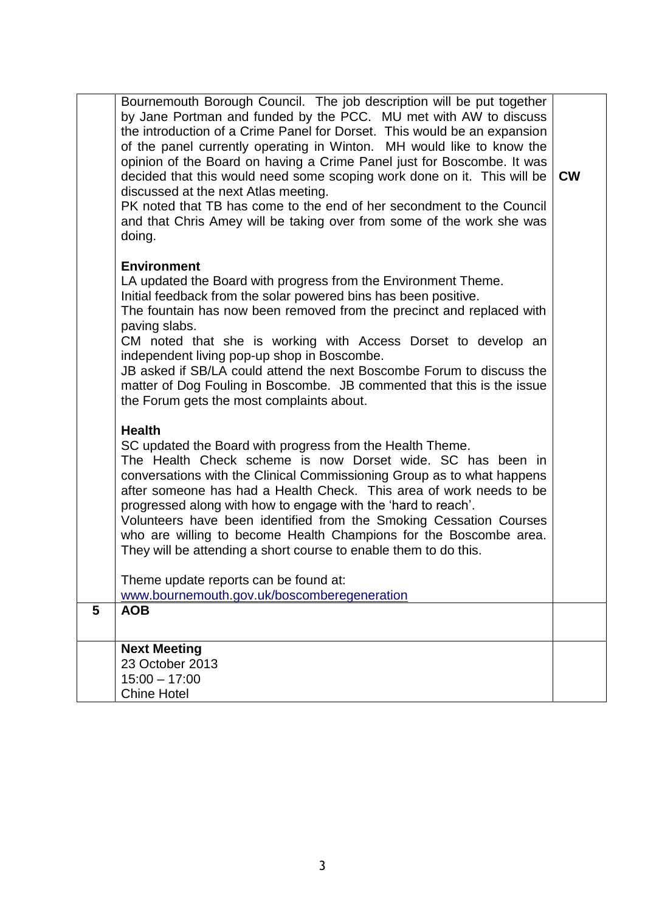| | | |
|---|---|---|
| | Bournemouth Borough Council. The job description will be put together by Jane Portman and funded by the PCC. MU met with AW to discuss the introduction of a Crime Panel for Dorset. This would be an expansion of the panel currently operating in Winton. MH would like to know the opinion of the Board on having a Crime Panel just for Boscombe. It was decided that this would need some scoping work done on it. This will be discussed at the next Atlas meeting.<br>PK noted that TB has come to the end of her secondment to the Council and that Chris Amey will be taking over from some of the work she was doing.<br><br>**Environment**<br>LA updated the Board with progress from the Environment Theme.<br>Initial feedback from the solar powered bins has been positive.<br>The fountain has now been removed from the precinct and replaced with paving slabs.<br>CM noted that she is working with Access Dorset to develop an independent living pop-up shop in Boscombe.<br>JB asked if SB/LA could attend the next Boscombe Forum to discuss the matter of Dog Fouling in Boscombe. JB commented that this is the issue the Forum gets the most complaints about.<br><br>**Health**<br>SC updated the Board with progress from the Health Theme.<br>The Health Check scheme is now Dorset wide. SC has been in conversations with the Clinical Commissioning Group as to what happens after someone has had a Health Check. This area of work needs to be progressed along with how to engage with the 'hard to reach'.<br>Volunteers have been identified from the Smoking Cessation Courses who are willing to become Health Champions for the Boscombe area. They will be attending a short course to enable them to do this.<br><br>Theme update reports can be found at:<br>www.bournemouth.gov.uk/boscomberegeneration | **CW** |
| **5** | **AOB** | |
| | **Next Meeting**<br>23 October 2013<br>15:00 – 17:00<br>Chine Hotel | |